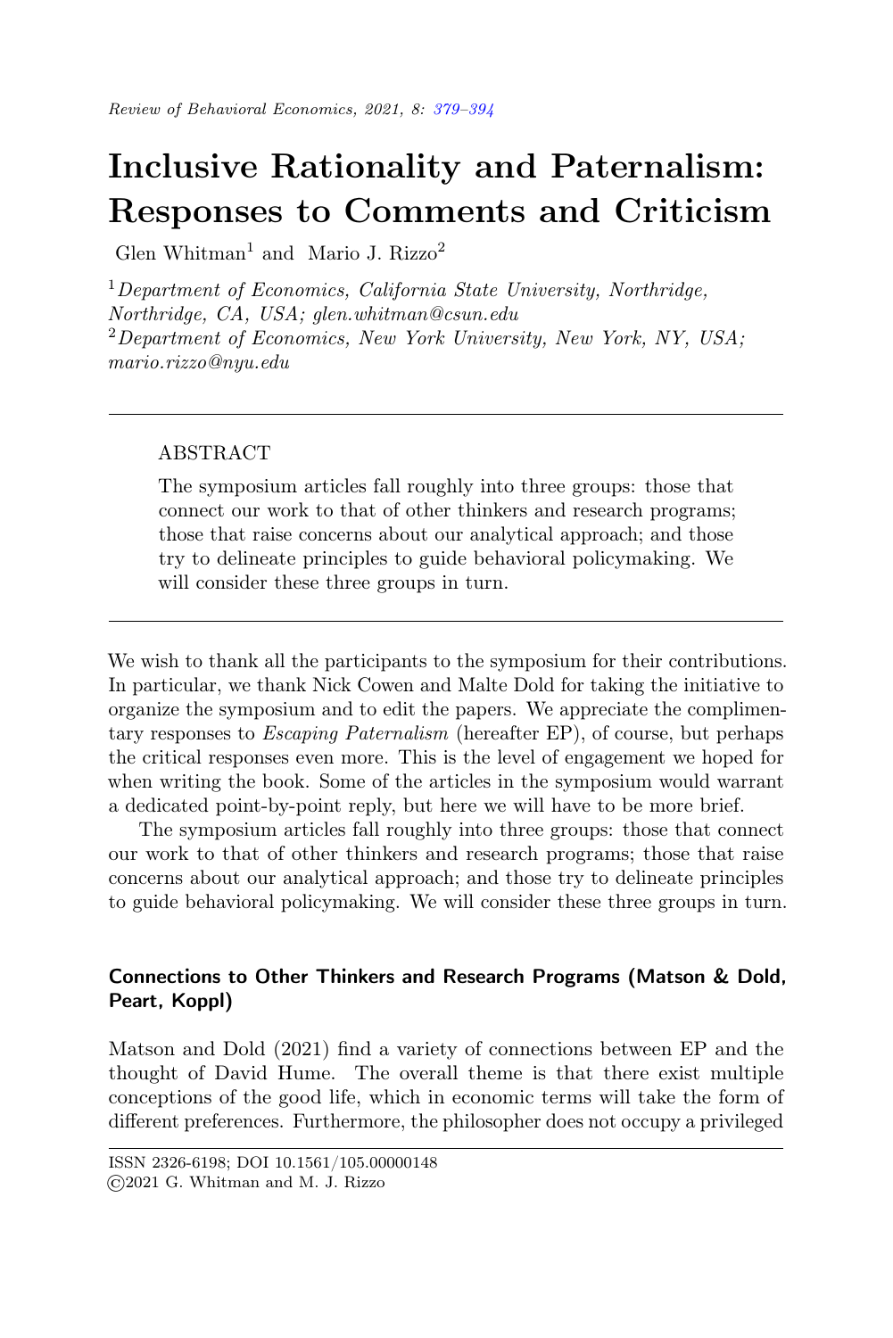# Inclusive Rationality and Paternalism: Responses to Comments and Criticism

Glen Whitman[1] and Mario J. Rizzo[2]

[1] *Department of Economics, California State University, Northridge, Northridge, CA, USA; glen.whitman@csun.edu*
[2] *Department of Economics, New York University, New York, NY, USA; mario.rizzo@nyu.edu*

---

ABSTRACT

The symposium articles fall roughly into three groups: those that connect our work to that of other thinkers and research programs; those that raise concerns about our analytical approach; and those try to delineate principles to guide behavioral policymaking. We will consider these three groups in turn.

---

We wish to thank all the participants to the symposium for their contributions. In particular, we thank Nick Cowen and Malte Dold for taking the initiative to organize the symposium and to edit the papers. We appreciate the complimentary responses to *Escaping Paternalism* (hereafter EP), of course, but perhaps the critical responses even more. This is the level of engagement we hoped for when writing the book. Some of the articles in the symposium would warrant a dedicated point-by-point reply, but here we will have to be more brief.

The symposium articles fall roughly into three groups: those that connect our work to that of other thinkers and research programs; those that raise concerns about our analytical approach; and those try to delineate principles to guide behavioral policymaking. We will consider these three groups in turn.

### Connections to Other Thinkers and Research Programs (Matson & Dold, Peart, Koppl)

Matson and Dold (2021) find a variety of connections between EP and the thought of David Hume. The overall theme is that there exist multiple conceptions of the good life, which in economic terms will take the form of different preferences. Furthermore, the philosopher does not occupy a privileged

ISSN 2326-6198; DOI 10.1561/105.00000148
©2021 G. Whitman and M. J. Rizzo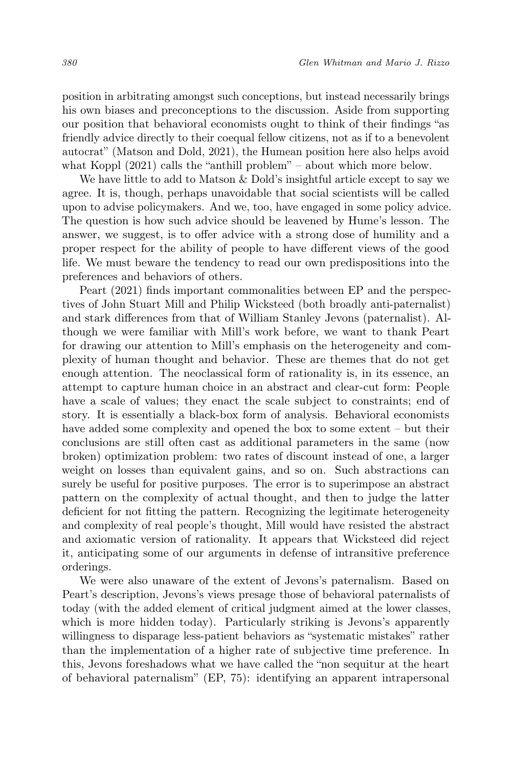position in arbitrating amongst such conceptions, but instead necessarily brings his own biases and preconceptions to the discussion. Aside from supporting our position that behavioral economists ought to think of their findings "as friendly advice directly to their coequal fellow citizens, not as if to a benevolent autocrat" (Matson and Dold, 2021), the Humean position here also helps avoid what Koppl (2021) calls the "anthill problem" – about which more below.

We have little to add to Matson & Dold's insightful article except to say we agree. It is, though, perhaps unavoidable that social scientists will be called upon to advise policymakers. And we, too, have engaged in some policy advice. The question is how such advice should be leavened by Hume's lesson. The answer, we suggest, is to offer advice with a strong dose of humility and a proper respect for the ability of people to have different views of the good life. We must beware the tendency to read our own predispositions into the preferences and behaviors of others.

Peart (2021) finds important commonalities between EP and the perspectives of John Stuart Mill and Philip Wicksteed (both broadly anti-paternalist) and stark differences from that of William Stanley Jevons (paternalist). Although we were familiar with Mill's work before, we want to thank Peart for drawing our attention to Mill's emphasis on the heterogeneity and complexity of human thought and behavior. These are themes that do not get enough attention. The neoclassical form of rationality is, in its essence, an attempt to capture human choice in an abstract and clear-cut form: People have a scale of values; they enact the scale subject to constraints; end of story. It is essentially a black-box form of analysis. Behavioral economists have added some complexity and opened the box to some extent – but their conclusions are still often cast as additional parameters in the same (now broken) optimization problem: two rates of discount instead of one, a larger weight on losses than equivalent gains, and so on. Such abstractions can surely be useful for positive purposes. The error is to superimpose an abstract pattern on the complexity of actual thought, and then to judge the latter deficient for not fitting the pattern. Recognizing the legitimate heterogeneity and complexity of real people's thought, Mill would have resisted the abstract and axiomatic version of rationality. It appears that Wicksteed did reject it, anticipating some of our arguments in defense of intransitive preference orderings.

We were also unaware of the extent of Jevons's paternalism. Based on Peart's description, Jevons's views presage those of behavioral paternalists of today (with the added element of critical judgment aimed at the lower classes, which is more hidden today). Particularly striking is Jevons's apparently willingness to disparage less-patient behaviors as "systematic mistakes" rather than the implementation of a higher rate of subjective time preference. In this, Jevons foreshadows what we have called the "non sequitur at the heart of behavioral paternalism" (EP, 75): identifying an apparent intrapersonal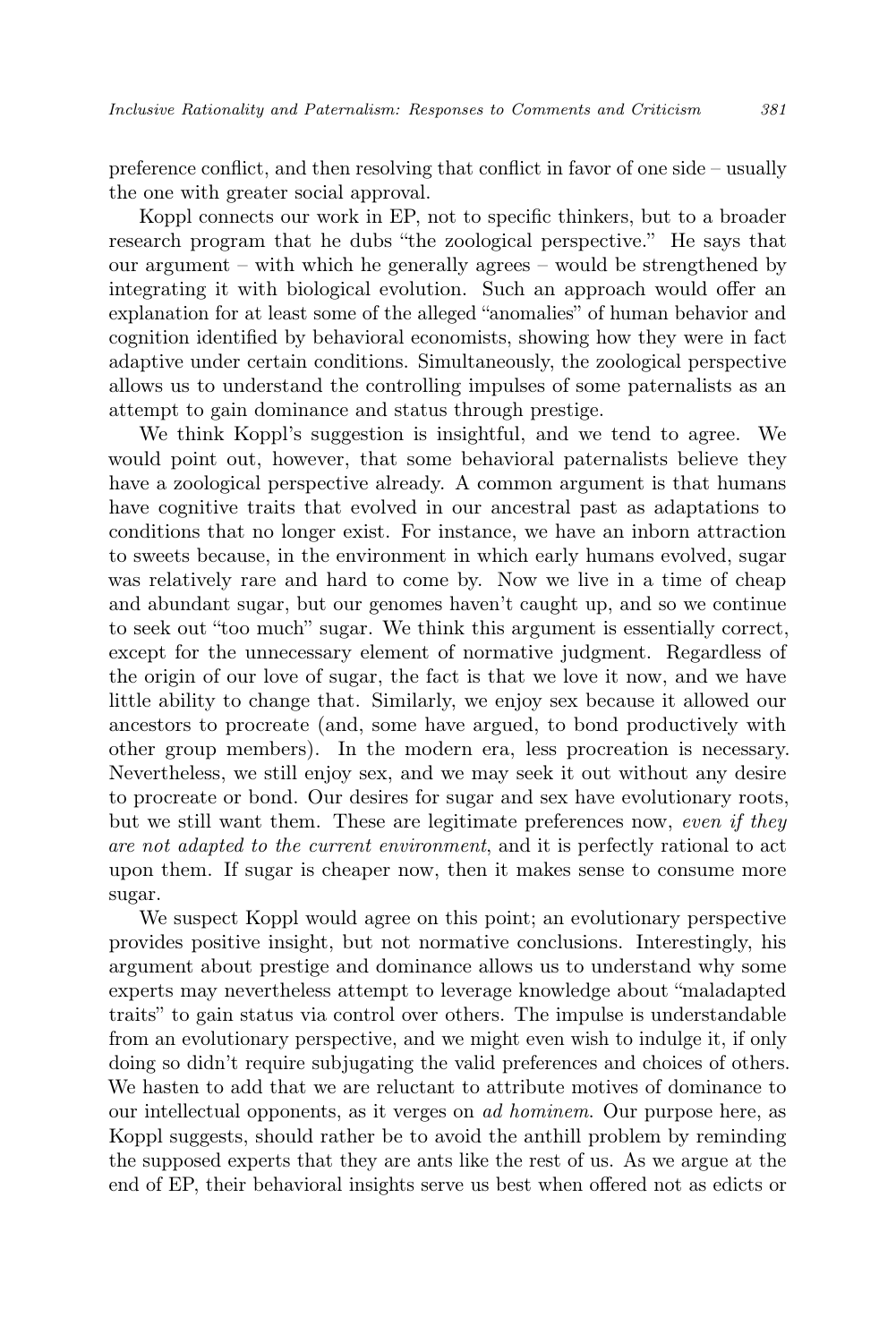preference conflict, and then resolving that conflict in favor of one side – usually the one with greater social approval.

Koppl connects our work in EP, not to specific thinkers, but to a broader research program that he dubs "the zoological perspective." He says that our argument – with which he generally agrees – would be strengthened by integrating it with biological evolution. Such an approach would offer an explanation for at least some of the alleged "anomalies" of human behavior and cognition identified by behavioral economists, showing how they were in fact adaptive under certain conditions. Simultaneously, the zoological perspective allows us to understand the controlling impulses of some paternalists as an attempt to gain dominance and status through prestige.

We think Koppl's suggestion is insightful, and we tend to agree. We would point out, however, that some behavioral paternalists believe they have a zoological perspective already. A common argument is that humans have cognitive traits that evolved in our ancestral past as adaptations to conditions that no longer exist. For instance, we have an inborn attraction to sweets because, in the environment in which early humans evolved, sugar was relatively rare and hard to come by. Now we live in a time of cheap and abundant sugar, but our genomes haven't caught up, and so we continue to seek out "too much" sugar. We think this argument is essentially correct, except for the unnecessary element of normative judgment. Regardless of the origin of our love of sugar, the fact is that we love it now, and we have little ability to change that. Similarly, we enjoy sex because it allowed our ancestors to procreate (and, some have argued, to bond productively with other group members). In the modern era, less procreation is necessary. Nevertheless, we still enjoy sex, and we may seek it out without any desire to procreate or bond. Our desires for sugar and sex have evolutionary roots, but we still want them. These are legitimate preferences now, *even if they are not adapted to the current environment*, and it is perfectly rational to act upon them. If sugar is cheaper now, then it makes sense to consume more sugar.

We suspect Koppl would agree on this point; an evolutionary perspective provides positive insight, but not normative conclusions. Interestingly, his argument about prestige and dominance allows us to understand why some experts may nevertheless attempt to leverage knowledge about "maladapted traits" to gain status via control over others. The impulse is understandable from an evolutionary perspective, and we might even wish to indulge it, if only doing so didn't require subjugating the valid preferences and choices of others. We hasten to add that we are reluctant to attribute motives of dominance to our intellectual opponents, as it verges on *ad hominem*. Our purpose here, as Koppl suggests, should rather be to avoid the anthill problem by reminding the supposed experts that they are ants like the rest of us. As we argue at the end of EP, their behavioral insights serve us best when offered not as edicts or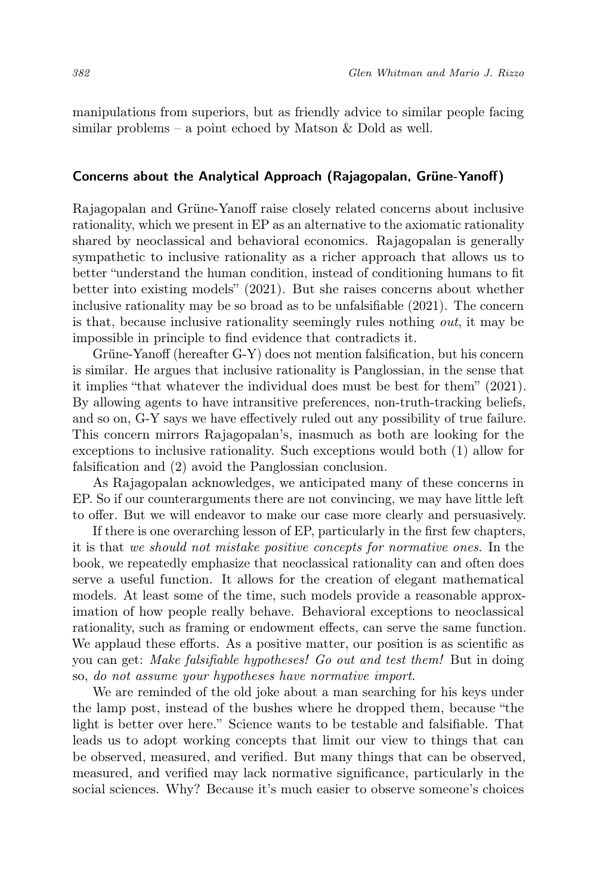manipulations from superiors, but as friendly advice to similar people facing similar problems – a point echoed by Matson & Dold as well.

## Concerns about the Analytical Approach (Rajagopalan, Grüne-Yanoff)

Rajagopalan and Grüne-Yanoff raise closely related concerns about inclusive rationality, which we present in EP as an alternative to the axiomatic rationality shared by neoclassical and behavioral economics. Rajagopalan is generally sympathetic to inclusive rationality as a richer approach that allows us to better "understand the human condition, instead of conditioning humans to fit better into existing models" (2021). But she raises concerns about whether inclusive rationality may be so broad as to be unfalsifiable (2021). The concern is that, because inclusive rationality seemingly rules nothing *out*, it may be impossible in principle to find evidence that contradicts it.

Grüne-Yanoff (hereafter G-Y) does not mention falsification, but his concern is similar. He argues that inclusive rationality is Panglossian, in the sense that it implies "that whatever the individual does must be best for them" (2021). By allowing agents to have intransitive preferences, non-truth-tracking beliefs, and so on, G-Y says we have effectively ruled out any possibility of true failure. This concern mirrors Rajagopalan's, inasmuch as both are looking for the exceptions to inclusive rationality. Such exceptions would both (1) allow for falsification and (2) avoid the Panglossian conclusion.

As Rajagopalan acknowledges, we anticipated many of these concerns in EP. So if our counterarguments there are not convincing, we may have little left to offer. But we will endeavor to make our case more clearly and persuasively.

If there is one overarching lesson of EP, particularly in the first few chapters, it is that *we should not mistake positive concepts for normative ones*. In the book, we repeatedly emphasize that neoclassical rationality can and often does serve a useful function. It allows for the creation of elegant mathematical models. At least some of the time, such models provide a reasonable approximation of how people really behave. Behavioral exceptions to neoclassical rationality, such as framing or endowment effects, can serve the same function. We applaud these efforts. As a positive matter, our position is as scientific as you can get: *Make falsifiable hypotheses! Go out and test them!* But in doing so, *do not assume your hypotheses have normative import*.

We are reminded of the old joke about a man searching for his keys under the lamp post, instead of the bushes where he dropped them, because "the light is better over here." Science wants to be testable and falsifiable. That leads us to adopt working concepts that limit our view to things that can be observed, measured, and verified. But many things that can be observed, measured, and verified may lack normative significance, particularly in the social sciences. Why? Because it's much easier to observe someone's choices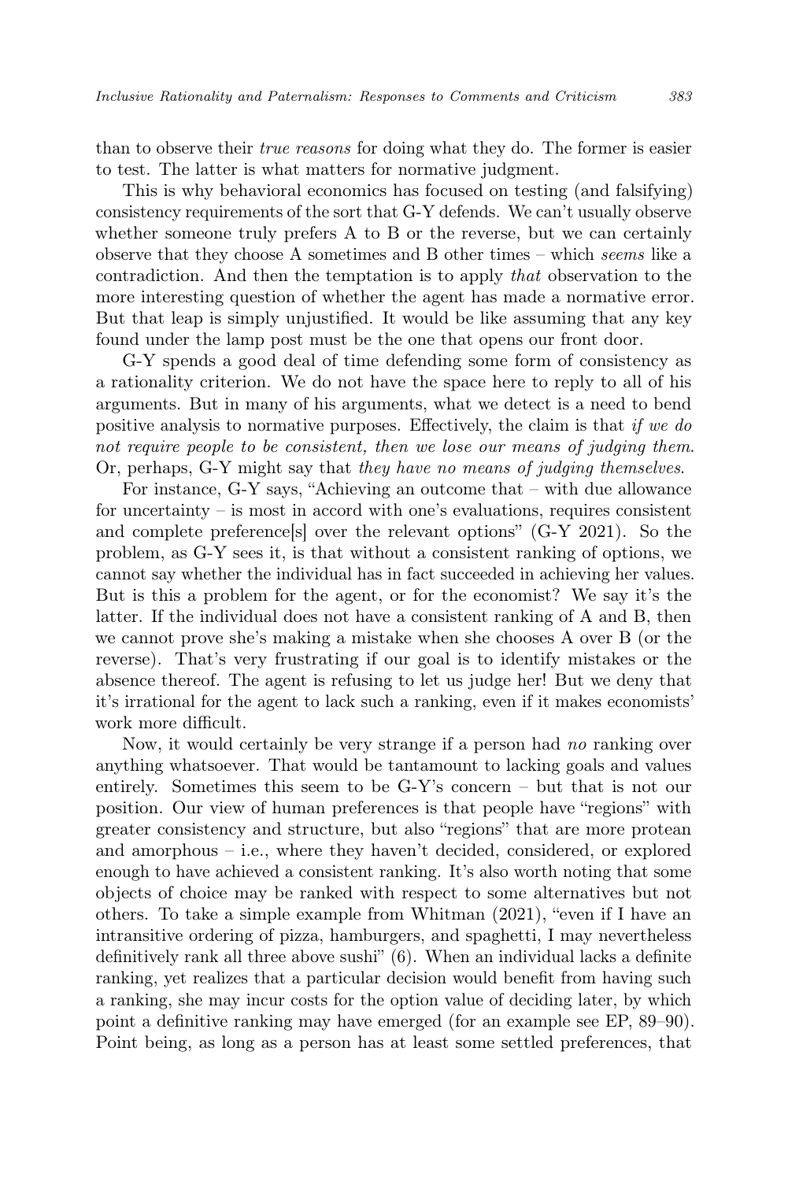than to observe their *true reasons* for doing what they do. The former is easier to test. The latter is what matters for normative judgment.

This is why behavioral economics has focused on testing (and falsifying) consistency requirements of the sort that G-Y defends. We can't usually observe whether someone truly prefers A to B or the reverse, but we can certainly observe that they choose A sometimes and B other times – which *seems* like a contradiction. And then the temptation is to apply *that* observation to the more interesting question of whether the agent has made a normative error. But that leap is simply unjustified. It would be like assuming that any key found under the lamp post must be the one that opens our front door.

G-Y spends a good deal of time defending some form of consistency as a rationality criterion. We do not have the space here to reply to all of his arguments. But in many of his arguments, what we detect is a need to bend positive analysis to normative purposes. Effectively, the claim is that *if we do not require people to be consistent, then we lose our means of judging them*. Or, perhaps, G-Y might say that *they have no means of judging themselves*.

For instance, G-Y says, "Achieving an outcome that – with due allowance for uncertainty – is most in accord with one's evaluations, requires consistent and complete preference[s] over the relevant options" (G-Y 2021). So the problem, as G-Y sees it, is that without a consistent ranking of options, we cannot say whether the individual has in fact succeeded in achieving her values. But is this a problem for the agent, or for the economist? We say it's the latter. If the individual does not have a consistent ranking of A and B, then we cannot prove she's making a mistake when she chooses A over B (or the reverse). That's very frustrating if our goal is to identify mistakes or the absence thereof. The agent is refusing to let us judge her! But we deny that it's irrational for the agent to lack such a ranking, even if it makes economists' work more difficult.

Now, it would certainly be very strange if a person had *no* ranking over anything whatsoever. That would be tantamount to lacking goals and values entirely. Sometimes this seem to be G-Y's concern – but that is not our position. Our view of human preferences is that people have "regions" with greater consistency and structure, but also "regions" that are more protean and amorphous – i.e., where they haven't decided, considered, or explored enough to have achieved a consistent ranking. It's also worth noting that some objects of choice may be ranked with respect to some alternatives but not others. To take a simple example from Whitman (2021), "even if I have an intransitive ordering of pizza, hamburgers, and spaghetti, I may nevertheless definitively rank all three above sushi" (6). When an individual lacks a definite ranking, yet realizes that a particular decision would benefit from having such a ranking, she may incur costs for the option value of deciding later, by which point a definitive ranking may have emerged (for an example see EP, 89–90). Point being, as long as a person has at least some settled preferences, that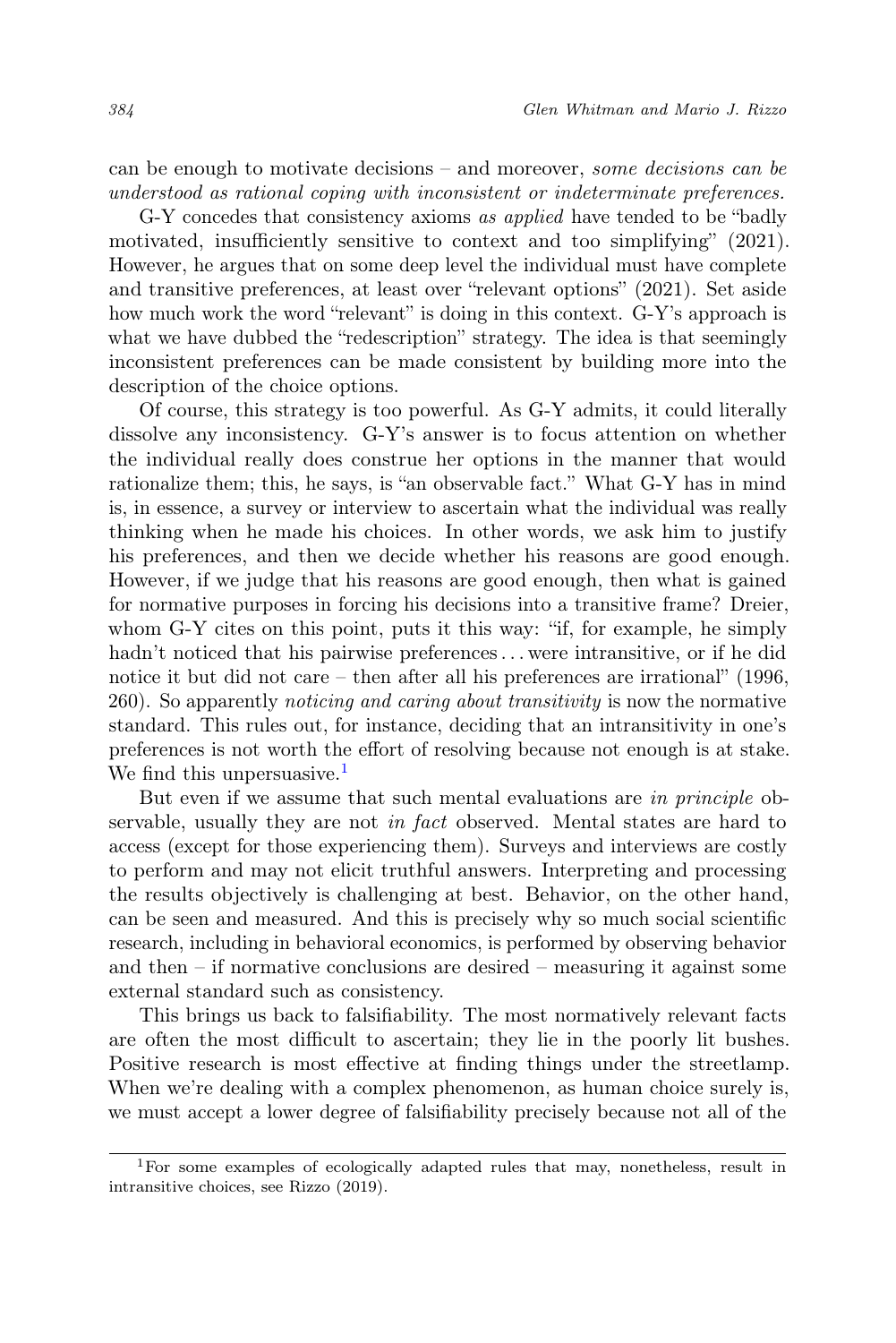can be enough to motivate decisions – and moreover, *some decisions can be understood as rational coping with inconsistent or indeterminate preferences.*

G-Y concedes that consistency axioms *as applied* have tended to be "badly motivated, insufficiently sensitive to context and too simplifying" (2021). However, he argues that on some deep level the individual must have complete and transitive preferences, at least over "relevant options" (2021). Set aside how much work the word "relevant" is doing in this context. G-Y's approach is what we have dubbed the "redescription" strategy. The idea is that seemingly inconsistent preferences can be made consistent by building more into the description of the choice options.

Of course, this strategy is too powerful. As G-Y admits, it could literally dissolve any inconsistency. G-Y's answer is to focus attention on whether the individual really does construe her options in the manner that would rationalize them; this, he says, is "an observable fact." What G-Y has in mind is, in essence, a survey or interview to ascertain what the individual was really thinking when he made his choices. In other words, we ask him to justify his preferences, and then we decide whether his reasons are good enough. However, if we judge that his reasons are good enough, then what is gained for normative purposes in forcing his decisions into a transitive frame? Dreier, whom G-Y cites on this point, puts it this way: "if, for example, he simply hadn't noticed that his pairwise preferences . . . were intransitive, or if he did notice it but did not care – then after all his preferences are irrational" (1996, 260). So apparently *noticing and caring about transitivity* is now the normative standard. This rules out, for instance, deciding that an intransitivity in one's preferences is not worth the effort of resolving because not enough is at stake. We find this unpersuasive.[1]

But even if we assume that such mental evaluations are *in principle* observable, usually they are not *in fact* observed. Mental states are hard to access (except for those experiencing them). Surveys and interviews are costly to perform and may not elicit truthful answers. Interpreting and processing the results objectively is challenging at best. Behavior, on the other hand, can be seen and measured. And this is precisely why so much social scientific research, including in behavioral economics, is performed by observing behavior and then – if normative conclusions are desired – measuring it against some external standard such as consistency.

This brings us back to falsifiability. The most normatively relevant facts are often the most difficult to ascertain; they lie in the poorly lit bushes. Positive research is most effective at finding things under the streetlamp. When we're dealing with a complex phenomenon, as human choice surely is, we must accept a lower degree of falsifiability precisely because not all of the

---

[1] For some examples of ecologically adapted rules that may, nonetheless, result in intransitive choices, see Rizzo (2019).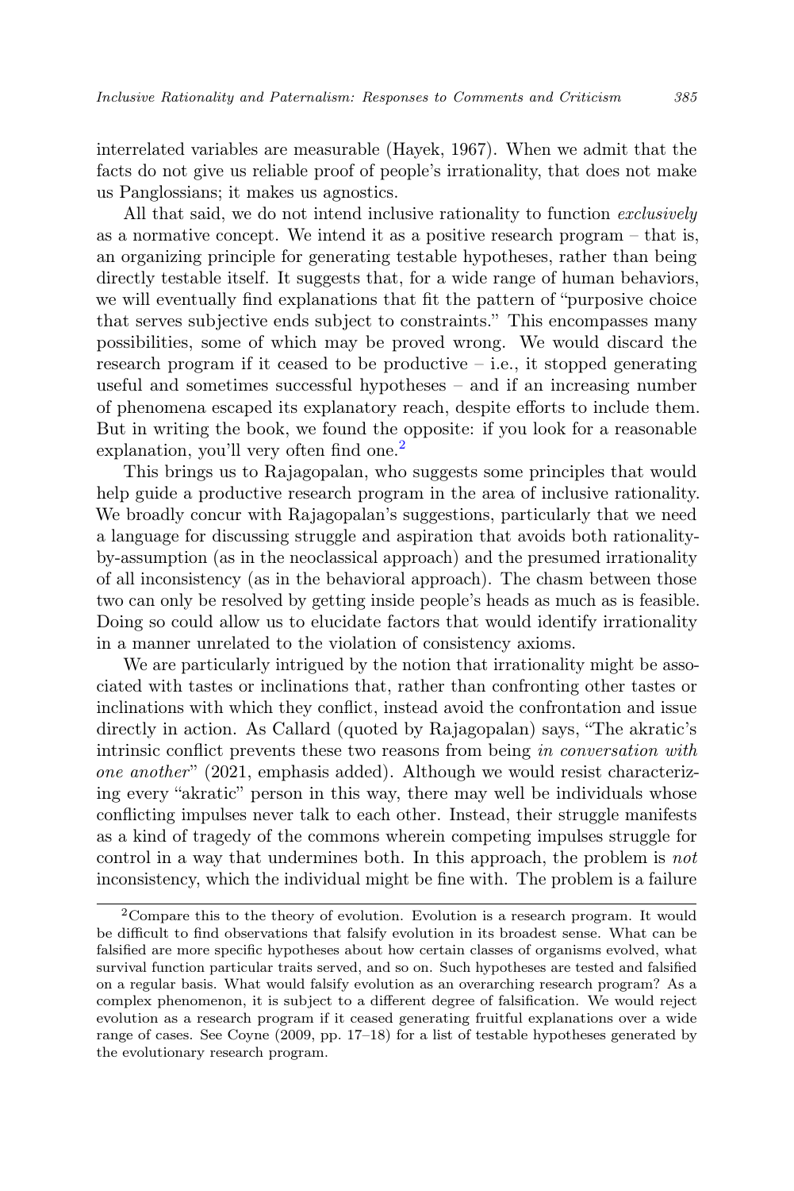interrelated variables are measurable (Hayek, 1967). When we admit that the facts do not give us reliable proof of people's irrationality, that does not make us Panglossians; it makes us agnostics.

All that said, we do not intend inclusive rationality to function *exclusively* as a normative concept. We intend it as a positive research program – that is, an organizing principle for generating testable hypotheses, rather than being directly testable itself. It suggests that, for a wide range of human behaviors, we will eventually find explanations that fit the pattern of "purposive choice that serves subjective ends subject to constraints." This encompasses many possibilities, some of which may be proved wrong. We would discard the research program if it ceased to be productive – i.e., it stopped generating useful and sometimes successful hypotheses – and if an increasing number of phenomena escaped its explanatory reach, despite efforts to include them. But in writing the book, we found the opposite: if you look for a reasonable explanation, you'll very often find one.[2]

This brings us to Rajagopalan, who suggests some principles that would help guide a productive research program in the area of inclusive rationality. We broadly concur with Rajagopalan's suggestions, particularly that we need a language for discussing struggle and aspiration that avoids both rationality-by-assumption (as in the neoclassical approach) and the presumed irrationality of all inconsistency (as in the behavioral approach). The chasm between those two can only be resolved by getting inside people's heads as much as is feasible. Doing so could allow us to elucidate factors that would identify irrationality in a manner unrelated to the violation of consistency axioms.

We are particularly intrigued by the notion that irrationality might be associated with tastes or inclinations that, rather than confronting other tastes or inclinations with which they conflict, instead avoid the confrontation and issue directly in action. As Callard (quoted by Rajagopalan) says, "The akratic's intrinsic conflict prevents these two reasons from being *in conversation with one another*" (2021, emphasis added). Although we would resist characterizing every "akratic" person in this way, there may well be individuals whose conflicting impulses never talk to each other. Instead, their struggle manifests as a kind of tragedy of the commons wherein competing impulses struggle for control in a way that undermines both. In this approach, the problem is *not* inconsistency, which the individual might be fine with. The problem is a failure

---

[2] Compare this to the theory of evolution. Evolution is a research program. It would be difficult to find observations that falsify evolution in its broadest sense. What can be falsified are more specific hypotheses about how certain classes of organisms evolved, what survival function particular traits served, and so on. Such hypotheses are tested and falsified on a regular basis. What would falsify evolution as an overarching research program? As a complex phenomenon, it is subject to a different degree of falsification. We would reject evolution as a research program if it ceased generating fruitful explanations over a wide range of cases. See Coyne (2009, pp. 17–18) for a list of testable hypotheses generated by the evolutionary research program.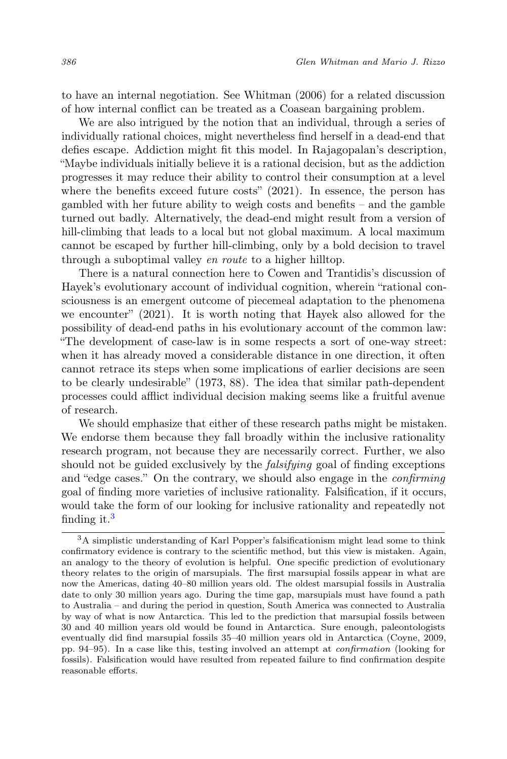to have an internal negotiation. See Whitman (2006) for a related discussion of how internal conflict can be treated as a Coasean bargaining problem.

We are also intrigued by the notion that an individual, through a series of individually rational choices, might nevertheless find herself in a dead-end that defies escape. Addiction might fit this model. In Rajagopalan's description, "Maybe individuals initially believe it is a rational decision, but as the addiction progresses it may reduce their ability to control their consumption at a level where the benefits exceed future costs" (2021). In essence, the person has gambled with her future ability to weigh costs and benefits – and the gamble turned out badly. Alternatively, the dead-end might result from a version of hill-climbing that leads to a local but not global maximum. A local maximum cannot be escaped by further hill-climbing, only by a bold decision to travel through a suboptimal valley *en route* to a higher hilltop.

There is a natural connection here to Cowen and Trantidis's discussion of Hayek's evolutionary account of individual cognition, wherein "rational consciousness is an emergent outcome of piecemeal adaptation to the phenomena we encounter" (2021). It is worth noting that Hayek also allowed for the possibility of dead-end paths in his evolutionary account of the common law: "The development of case-law is in some respects a sort of one-way street: when it has already moved a considerable distance in one direction, it often cannot retrace its steps when some implications of earlier decisions are seen to be clearly undesirable" (1973, 88). The idea that similar path-dependent processes could afflict individual decision making seems like a fruitful avenue of research.

We should emphasize that either of these research paths might be mistaken. We endorse them because they fall broadly within the inclusive rationality research program, not because they are necessarily correct. Further, we also should not be guided exclusively by the *falsifying* goal of finding exceptions and "edge cases." On the contrary, we should also engage in the *confirming* goal of finding more varieties of inclusive rationality. Falsification, if it occurs, would take the form of our looking for inclusive rationality and repeatedly not finding it.[3]

[3] A simplistic understanding of Karl Popper's falsificationism might lead some to think confirmatory evidence is contrary to the scientific method, but this view is mistaken. Again, an analogy to the theory of evolution is helpful. One specific prediction of evolutionary theory relates to the origin of marsupials. The first marsupial fossils appear in what are now the Americas, dating 40–80 million years old. The oldest marsupial fossils in Australia date to only 30 million years ago. During the time gap, marsupials must have found a path to Australia – and during the period in question, South America was connected to Australia by way of what is now Antarctica. This led to the prediction that marsupial fossils between 30 and 40 million years old would be found in Antarctica. Sure enough, paleontologists eventually did find marsupial fossils 35–40 million years old in Antarctica (Coyne, 2009, pp. 94–95). In a case like this, testing involved an attempt at *confirmation* (looking for fossils). Falsification would have resulted from repeated failure to find confirmation despite reasonable efforts.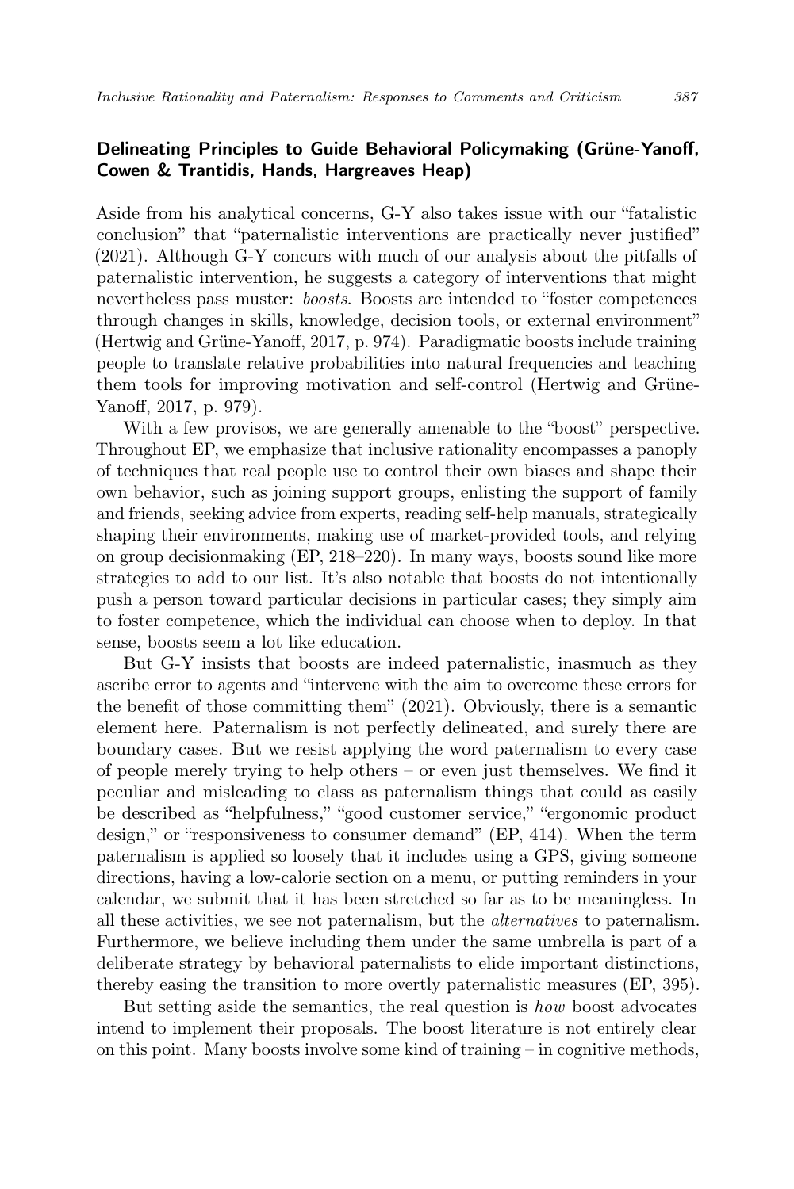### Delineating Principles to Guide Behavioral Policymaking (Grüne-Yanoff, Cowen & Trantidis, Hands, Hargreaves Heap)

Aside from his analytical concerns, G-Y also takes issue with our "fatalistic conclusion" that "paternalistic interventions are practically never justified" (2021). Although G-Y concurs with much of our analysis about the pitfalls of paternalistic intervention, he suggests a category of interventions that might nevertheless pass muster: *boosts*. Boosts are intended to "foster competences through changes in skills, knowledge, decision tools, or external environment" (Hertwig and Grüne-Yanoff, 2017, p. 974). Paradigmatic boosts include training people to translate relative probabilities into natural frequencies and teaching them tools for improving motivation and self-control (Hertwig and Grüne-Yanoff, 2017, p. 979).

With a few provisos, we are generally amenable to the "boost" perspective. Throughout EP, we emphasize that inclusive rationality encompasses a panoply of techniques that real people use to control their own biases and shape their own behavior, such as joining support groups, enlisting the support of family and friends, seeking advice from experts, reading self-help manuals, strategically shaping their environments, making use of market-provided tools, and relying on group decisionmaking (EP, 218–220). In many ways, boosts sound like more strategies to add to our list. It's also notable that boosts do not intentionally push a person toward particular decisions in particular cases; they simply aim to foster competence, which the individual can choose when to deploy. In that sense, boosts seem a lot like education.

But G-Y insists that boosts are indeed paternalistic, inasmuch as they ascribe error to agents and "intervene with the aim to overcome these errors for the benefit of those committing them" (2021). Obviously, there is a semantic element here. Paternalism is not perfectly delineated, and surely there are boundary cases. But we resist applying the word paternalism to every case of people merely trying to help others – or even just themselves. We find it peculiar and misleading to class as paternalism things that could as easily be described as "helpfulness," "good customer service," "ergonomic product design," or "responsiveness to consumer demand" (EP, 414). When the term paternalism is applied so loosely that it includes using a GPS, giving someone directions, having a low-calorie section on a menu, or putting reminders in your calendar, we submit that it has been stretched so far as to be meaningless. In all these activities, we see not paternalism, but the *alternatives* to paternalism. Furthermore, we believe including them under the same umbrella is part of a deliberate strategy by behavioral paternalists to elide important distinctions, thereby easing the transition to more overtly paternalistic measures (EP, 395).

But setting aside the semantics, the real question is *how* boost advocates intend to implement their proposals. The boost literature is not entirely clear on this point. Many boosts involve some kind of training – in cognitive methods,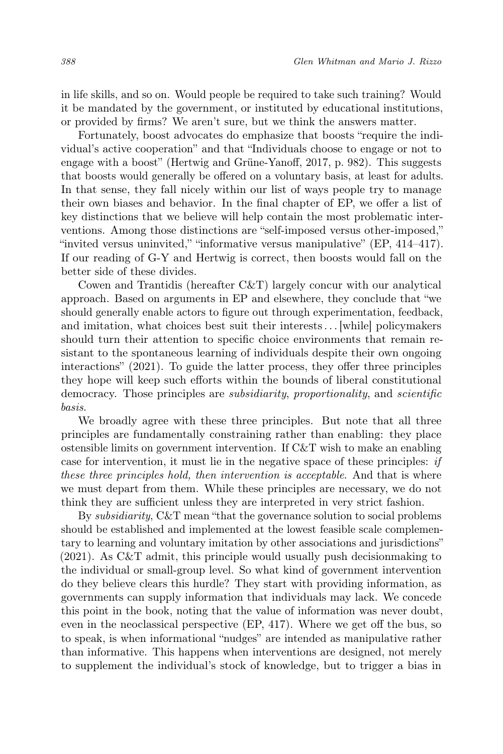in life skills, and so on. Would people be required to take such training? Would it be mandated by the government, or instituted by educational institutions, or provided by firms? We aren't sure, but we think the answers matter.

Fortunately, boost advocates do emphasize that boosts "require the individual's active cooperation" and that "Individuals choose to engage or not to engage with a boost" (Hertwig and Grüne-Yanoff, 2017, p. 982). This suggests that boosts would generally be offered on a voluntary basis, at least for adults. In that sense, they fall nicely within our list of ways people try to manage their own biases and behavior. In the final chapter of EP, we offer a list of key distinctions that we believe will help contain the most problematic interventions. Among those distinctions are "self-imposed versus other-imposed," "invited versus uninvited," "informative versus manipulative" (EP, 414–417). If our reading of G-Y and Hertwig is correct, then boosts would fall on the better side of these divides.

Cowen and Trantidis (hereafter C&T) largely concur with our analytical approach. Based on arguments in EP and elsewhere, they conclude that "we should generally enable actors to figure out through experimentation, feedback, and imitation, what choices best suit their interests . . . [while] policymakers should turn their attention to specific choice environments that remain resistant to the spontaneous learning of individuals despite their own ongoing interactions" (2021). To guide the latter process, they offer three principles they hope will keep such efforts within the bounds of liberal constitutional democracy. Those principles are *subsidiarity*, *proportionality*, and *scientific basis*.

We broadly agree with these three principles. But note that all three principles are fundamentally constraining rather than enabling: they place ostensible limits on government intervention. If C&T wish to make an enabling case for intervention, it must lie in the negative space of these principles: *if these three principles hold, then intervention is acceptable*. And that is where we must depart from them. While these principles are necessary, we do not think they are sufficient unless they are interpreted in very strict fashion.

By *subsidiarity*, C&T mean "that the governance solution to social problems should be established and implemented at the lowest feasible scale complementary to learning and voluntary imitation by other associations and jurisdictions" (2021). As C&T admit, this principle would usually push decisionmaking to the individual or small-group level. So what kind of government intervention do they believe clears this hurdle? They start with providing information, as governments can supply information that individuals may lack. We concede this point in the book, noting that the value of information was never doubt, even in the neoclassical perspective (EP, 417). Where we get off the bus, so to speak, is when informational "nudges" are intended as manipulative rather than informative. This happens when interventions are designed, not merely to supplement the individual's stock of knowledge, but to trigger a bias in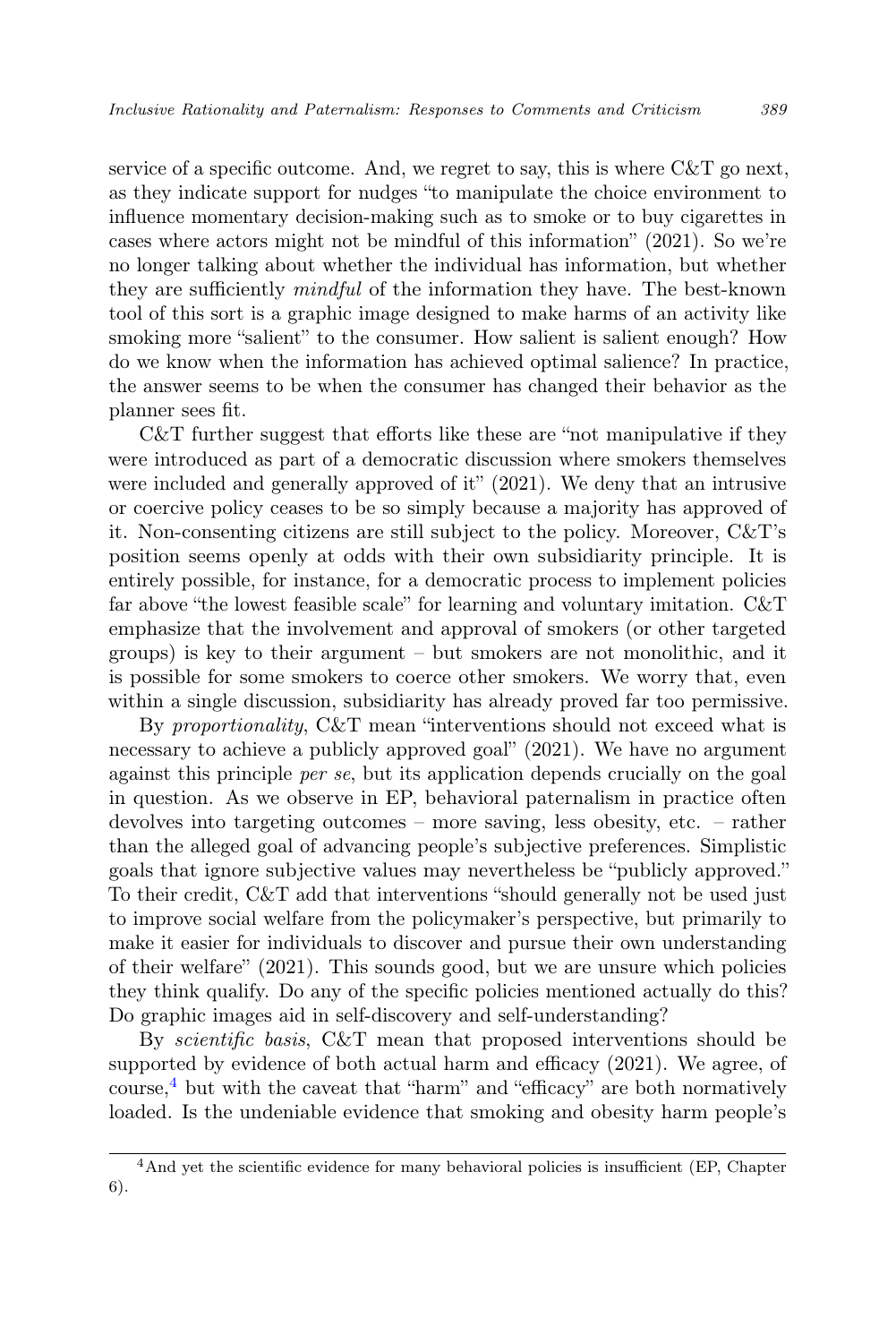service of a specific outcome. And, we regret to say, this is where C&T go next, as they indicate support for nudges "to manipulate the choice environment to influence momentary decision-making such as to smoke or to buy cigarettes in cases where actors might not be mindful of this information" (2021). So we're no longer talking about whether the individual has information, but whether they are sufficiently *mindful* of the information they have. The best-known tool of this sort is a graphic image designed to make harms of an activity like smoking more "salient" to the consumer. How salient is salient enough? How do we know when the information has achieved optimal salience? In practice, the answer seems to be when the consumer has changed their behavior as the planner sees fit.

C&T further suggest that efforts like these are "not manipulative if they were introduced as part of a democratic discussion where smokers themselves were included and generally approved of it" (2021). We deny that an intrusive or coercive policy ceases to be so simply because a majority has approved of it. Non-consenting citizens are still subject to the policy. Moreover, C&T's position seems openly at odds with their own subsidiarity principle. It is entirely possible, for instance, for a democratic process to implement policies far above "the lowest feasible scale" for learning and voluntary imitation. C&T emphasize that the involvement and approval of smokers (or other targeted groups) is key to their argument – but smokers are not monolithic, and it is possible for some smokers to coerce other smokers. We worry that, even within a single discussion, subsidiarity has already proved far too permissive.

By *proportionality*, C&T mean "interventions should not exceed what is necessary to achieve a publicly approved goal" (2021). We have no argument against this principle *per se*, but its application depends crucially on the goal in question. As we observe in EP, behavioral paternalism in practice often devolves into targeting outcomes – more saving, less obesity, etc. – rather than the alleged goal of advancing people's subjective preferences. Simplistic goals that ignore subjective values may nevertheless be "publicly approved." To their credit, C&T add that interventions "should generally not be used just to improve social welfare from the policymaker's perspective, but primarily to make it easier for individuals to discover and pursue their own understanding of their welfare" (2021). This sounds good, but we are unsure which policies they think qualify. Do any of the specific policies mentioned actually do this? Do graphic images aid in self-discovery and self-understanding?

By *scientific basis*, C&T mean that proposed interventions should be supported by evidence of both actual harm and efficacy (2021). We agree, of course,[4] but with the caveat that "harm" and "efficacy" are both normatively loaded. Is the undeniable evidence that smoking and obesity harm people's

[4]And yet the scientific evidence for many behavioral policies is insufficient (EP, Chapter 6).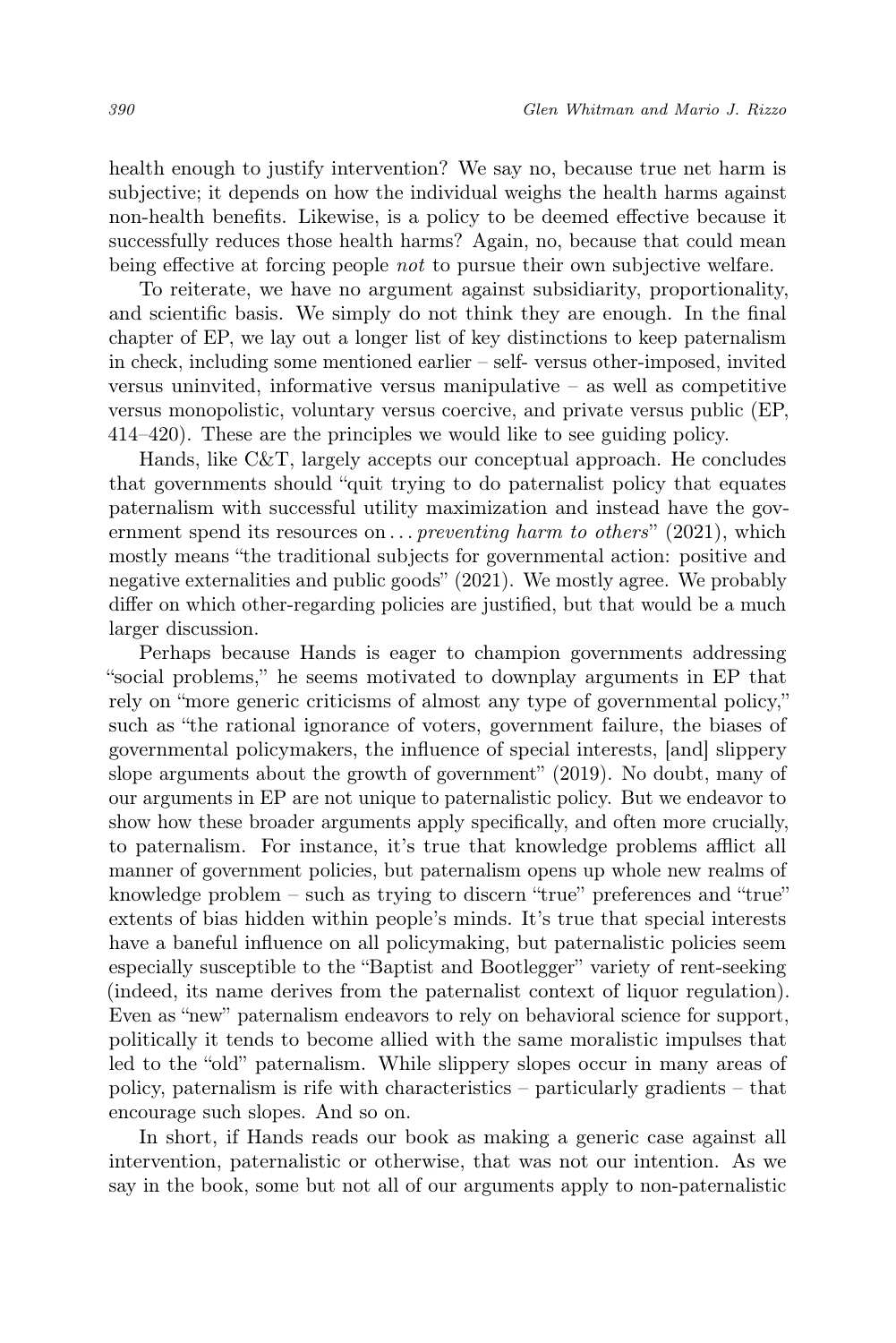health enough to justify intervention? We say no, because true net harm is subjective; it depends on how the individual weighs the health harms against non-health benefits. Likewise, is a policy to be deemed effective because it successfully reduces those health harms? Again, no, because that could mean being effective at forcing people *not* to pursue their own subjective welfare.

To reiterate, we have no argument against subsidiarity, proportionality, and scientific basis. We simply do not think they are enough. In the final chapter of EP, we lay out a longer list of key distinctions to keep paternalism in check, including some mentioned earlier – self- versus other-imposed, invited versus uninvited, informative versus manipulative – as well as competitive versus monopolistic, voluntary versus coercive, and private versus public (EP, 414–420). These are the principles we would like to see guiding policy.

Hands, like C&T, largely accepts our conceptual approach. He concludes that governments should "quit trying to do paternalist policy that equates paternalism with successful utility maximization and instead have the government spend its resources on . . . *preventing harm to others*" (2021), which mostly means "the traditional subjects for governmental action: positive and negative externalities and public goods" (2021). We mostly agree. We probably differ on which other-regarding policies are justified, but that would be a much larger discussion.

Perhaps because Hands is eager to champion governments addressing "social problems," he seems motivated to downplay arguments in EP that rely on "more generic criticisms of almost any type of governmental policy," such as "the rational ignorance of voters, government failure, the biases of governmental policymakers, the influence of special interests, [and] slippery slope arguments about the growth of government" (2019). No doubt, many of our arguments in EP are not unique to paternalistic policy. But we endeavor to show how these broader arguments apply specifically, and often more crucially, to paternalism. For instance, it's true that knowledge problems afflict all manner of government policies, but paternalism opens up whole new realms of knowledge problem – such as trying to discern "true" preferences and "true" extents of bias hidden within people's minds. It's true that special interests have a baneful influence on all policymaking, but paternalistic policies seem especially susceptible to the "Baptist and Bootlegger" variety of rent-seeking (indeed, its name derives from the paternalist context of liquor regulation). Even as "new" paternalism endeavors to rely on behavioral science for support, politically it tends to become allied with the same moralistic impulses that led to the "old" paternalism. While slippery slopes occur in many areas of policy, paternalism is rife with characteristics – particularly gradients – that encourage such slopes. And so on.

In short, if Hands reads our book as making a generic case against all intervention, paternalistic or otherwise, that was not our intention. As we say in the book, some but not all of our arguments apply to non-paternalistic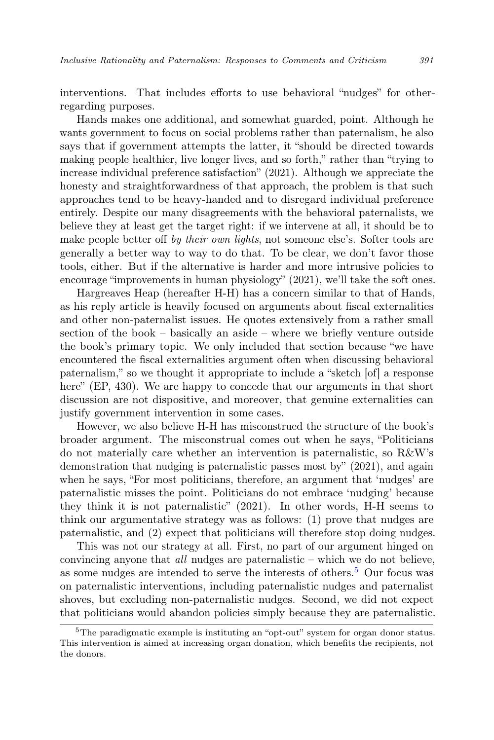interventions. That includes efforts to use behavioral "nudges" for other-regarding purposes.

Hands makes one additional, and somewhat guarded, point. Although he wants government to focus on social problems rather than paternalism, he also says that if government attempts the latter, it "should be directed towards making people healthier, live longer lives, and so forth," rather than "trying to increase individual preference satisfaction" (2021). Although we appreciate the honesty and straightforwardness of that approach, the problem is that such approaches tend to be heavy-handed and to disregard individual preference entirely. Despite our many disagreements with the behavioral paternalists, we believe they at least get the target right: if we intervene at all, it should be to make people better off *by their own lights*, not someone else's. Softer tools are generally a better way to way to do that. To be clear, we don't favor those tools, either. But if the alternative is harder and more intrusive policies to encourage "improvements in human physiology" (2021), we'll take the soft ones.

Hargreaves Heap (hereafter H-H) has a concern similar to that of Hands, as his reply article is heavily focused on arguments about fiscal externalities and other non-paternalist issues. He quotes extensively from a rather small section of the book – basically an aside – where we briefly venture outside the book's primary topic. We only included that section because "we have encountered the fiscal externalities argument often when discussing behavioral paternalism," so we thought it appropriate to include a "sketch [of] a response here" (EP, 430). We are happy to concede that our arguments in that short discussion are not dispositive, and moreover, that genuine externalities can justify government intervention in some cases.

However, we also believe H-H has misconstrued the structure of the book's broader argument. The misconstrual comes out when he says, "Politicians do not materially care whether an intervention is paternalistic, so R&W's demonstration that nudging is paternalistic passes most by" (2021), and again when he says, "For most politicians, therefore, an argument that 'nudges' are paternalistic misses the point. Politicians do not embrace 'nudging' because they think it is not paternalistic" (2021). In other words, H-H seems to think our argumentative strategy was as follows: (1) prove that nudges are paternalistic, and (2) expect that politicians will therefore stop doing nudges.

This was not our strategy at all. First, no part of our argument hinged on convincing anyone that *all* nudges are paternalistic – which we do not believe, as some nudges are intended to serve the interests of others.[5] Our focus was on paternalistic interventions, including paternalistic nudges and paternalist shoves, but excluding non-paternalistic nudges. Second, we did not expect that politicians would abandon policies simply because they are paternalistic.

[5]The paradigmatic example is instituting an "opt-out" system for organ donor status. This intervention is aimed at increasing organ donation, which benefits the recipients, not the donors.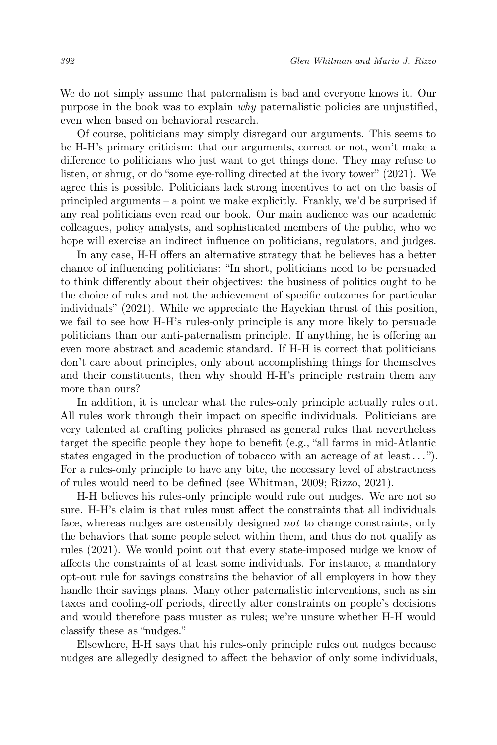We do not simply assume that paternalism is bad and everyone knows it. Our purpose in the book was to explain *why* paternalistic policies are unjustified, even when based on behavioral research.

Of course, politicians may simply disregard our arguments. This seems to be H-H's primary criticism: that our arguments, correct or not, won't make a difference to politicians who just want to get things done. They may refuse to listen, or shrug, or do "some eye-rolling directed at the ivory tower" (2021). We agree this is possible. Politicians lack strong incentives to act on the basis of principled arguments – a point we make explicitly. Frankly, we'd be surprised if any real politicians even read our book. Our main audience was our academic colleagues, policy analysts, and sophisticated members of the public, who we hope will exercise an indirect influence on politicians, regulators, and judges.

In any case, H-H offers an alternative strategy that he believes has a better chance of influencing politicians: "In short, politicians need to be persuaded to think differently about their objectives: the business of politics ought to be the choice of rules and not the achievement of specific outcomes for particular individuals" (2021). While we appreciate the Hayekian thrust of this position, we fail to see how H-H's rules-only principle is any more likely to persuade politicians than our anti-paternalism principle. If anything, he is offering an even more abstract and academic standard. If H-H is correct that politicians don't care about principles, only about accomplishing things for themselves and their constituents, then why should H-H's principle restrain them any more than ours?

In addition, it is unclear what the rules-only principle actually rules out. All rules work through their impact on specific individuals. Politicians are very talented at crafting policies phrased as general rules that nevertheless target the specific people they hope to benefit (e.g., "all farms in mid-Atlantic states engaged in the production of tobacco with an acreage of at least . . . "). For a rules-only principle to have any bite, the necessary level of abstractness of rules would need to be defined (see Whitman, 2009; Rizzo, 2021).

H-H believes his rules-only principle would rule out nudges. We are not so sure. H-H's claim is that rules must affect the constraints that all individuals face, whereas nudges are ostensibly designed *not* to change constraints, only the behaviors that some people select within them, and thus do not qualify as rules (2021). We would point out that every state-imposed nudge we know of affects the constraints of at least some individuals. For instance, a mandatory opt-out rule for savings constrains the behavior of all employers in how they handle their savings plans. Many other paternalistic interventions, such as sin taxes and cooling-off periods, directly alter constraints on people's decisions and would therefore pass muster as rules; we're unsure whether H-H would classify these as "nudges."

Elsewhere, H-H says that his rules-only principle rules out nudges because nudges are allegedly designed to affect the behavior of only some individuals,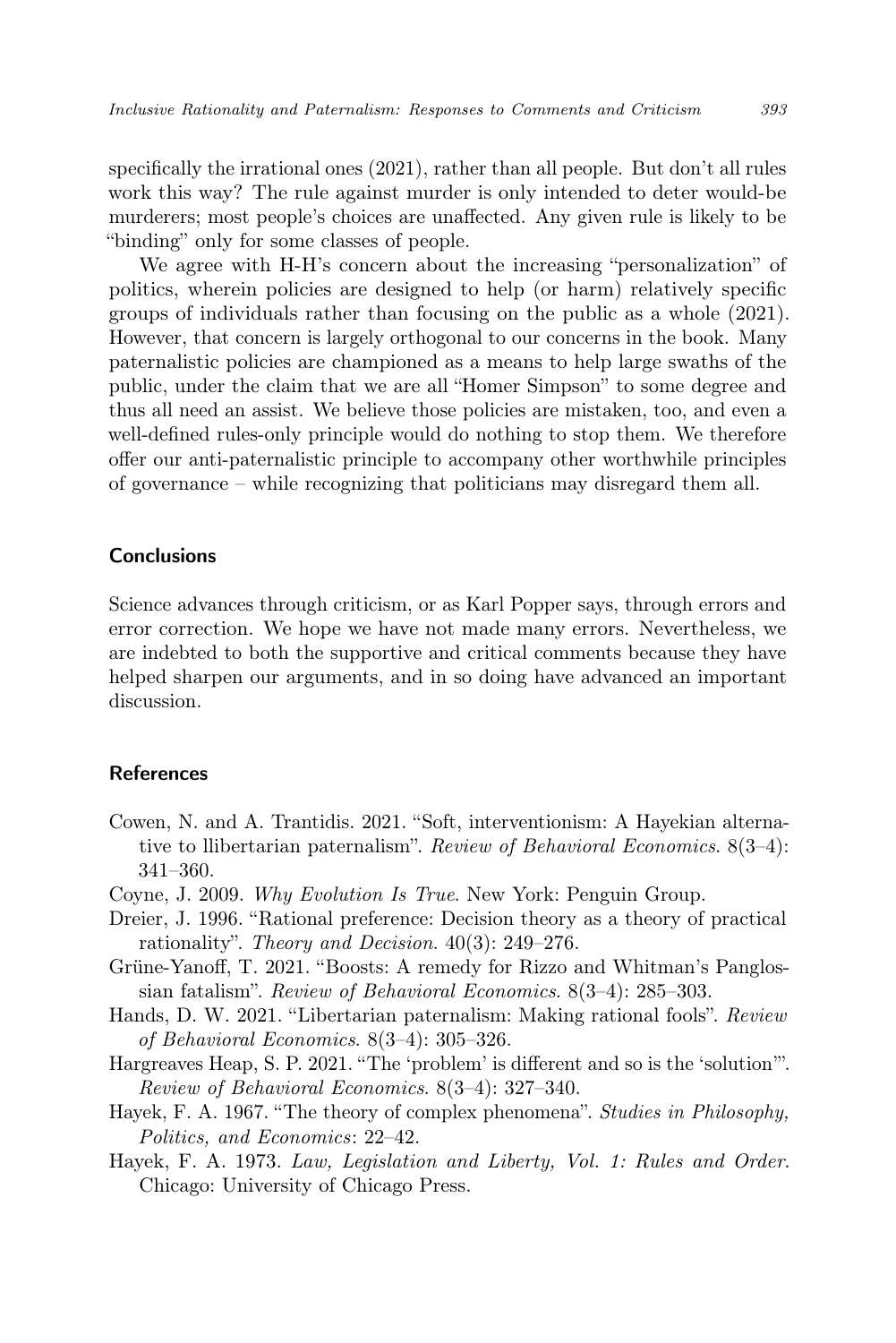specifically the irrational ones (2021), rather than all people. But don't all rules work this way? The rule against murder is only intended to deter would-be murderers; most people's choices are unaffected. Any given rule is likely to be "binding" only for some classes of people.

We agree with H-H's concern about the increasing "personalization" of politics, wherein policies are designed to help (or harm) relatively specific groups of individuals rather than focusing on the public as a whole (2021). However, that concern is largely orthogonal to our concerns in the book. Many paternalistic policies are championed as a means to help large swaths of the public, under the claim that we are all "Homer Simpson" to some degree and thus all need an assist. We believe those policies are mistaken, too, and even a well-defined rules-only principle would do nothing to stop them. We therefore offer our anti-paternalistic principle to accompany other worthwhile principles of governance – while recognizing that politicians may disregard them all.

## Conclusions

Science advances through criticism, or as Karl Popper says, through errors and error correction. We hope we have not made many errors. Nevertheless, we are indebted to both the supportive and critical comments because they have helped sharpen our arguments, and in so doing have advanced an important discussion.

## References

Cowen, N. and A. Trantidis. 2021. "Soft, interventionism: A Hayekian alternative to llibertarian paternalism". *Review of Behavioral Economics*. 8(3–4): 341–360.

Coyne, J. 2009. *Why Evolution Is True*. New York: Penguin Group.

Dreier, J. 1996. "Rational preference: Decision theory as a theory of practical rationality". *Theory and Decision*. 40(3): 249–276.

Grüne-Yanoff, T. 2021. "Boosts: A remedy for Rizzo and Whitman's Panglossian fatalism". *Review of Behavioral Economics*. 8(3–4): 285–303.

Hands, D. W. 2021. "Libertarian paternalism: Making rational fools". *Review of Behavioral Economics*. 8(3–4): 305–326.

Hargreaves Heap, S. P. 2021. "The 'problem' is different and so is the 'solution'". *Review of Behavioral Economics*. 8(3–4): 327–340.

Hayek, F. A. 1967. "The theory of complex phenomena". *Studies in Philosophy, Politics, and Economics*: 22–42.

Hayek, F. A. 1973. *Law, Legislation and Liberty, Vol. 1: Rules and Order*. Chicago: University of Chicago Press.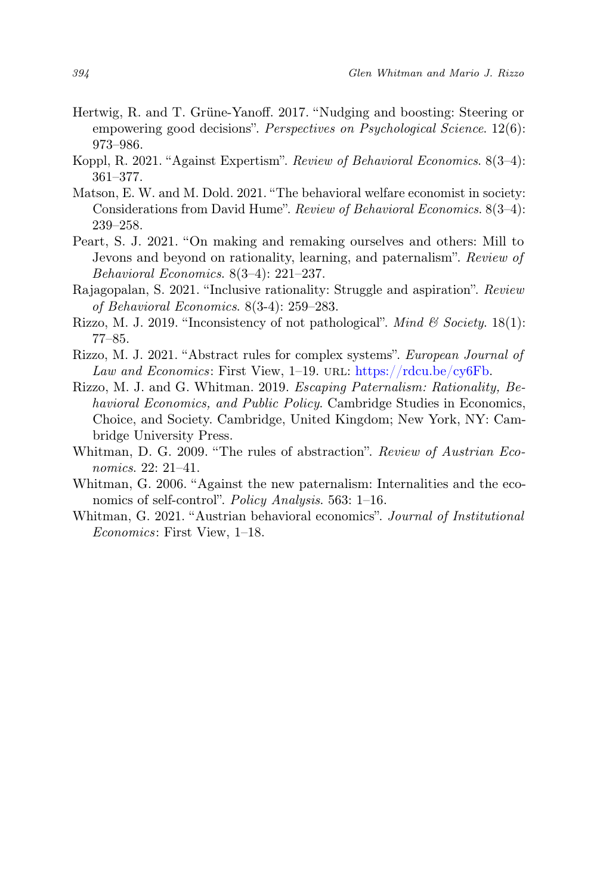Hertwig, R. and T. Grüne-Yanoff. 2017. "Nudging and boosting: Steering or empowering good decisions". *Perspectives on Psychological Science*. 12(6): 973–986.

Koppl, R. 2021. "Against Expertism". *Review of Behavioral Economics*. 8(3–4): 361–377.

Matson, E. W. and M. Dold. 2021. "The behavioral welfare economist in society: Considerations from David Hume". *Review of Behavioral Economics*. 8(3–4): 239–258.

Peart, S. J. 2021. "On making and remaking ourselves and others: Mill to Jevons and beyond on rationality, learning, and paternalism". *Review of Behavioral Economics*. 8(3–4): 221–237.

Rajagopalan, S. 2021. "Inclusive rationality: Struggle and aspiration". *Review of Behavioral Economics*. 8(3-4): 259–283.

Rizzo, M. J. 2019. "Inconsistency of not pathological". *Mind & Society*. 18(1): 77–85.

Rizzo, M. J. 2021. "Abstract rules for complex systems". *European Journal of Law and Economics*: First View, 1–19. URL: https://rdcu.be/cy6Fb.

Rizzo, M. J. and G. Whitman. 2019. *Escaping Paternalism: Rationality, Behavioral Economics, and Public Policy*. Cambridge Studies in Economics, Choice, and Society. Cambridge, United Kingdom; New York, NY: Cambridge University Press.

Whitman, D. G. 2009. "The rules of abstraction". *Review of Austrian Economics*. 22: 21–41.

Whitman, G. 2006. "Against the new paternalism: Internalities and the economics of self-control". *Policy Analysis*. 563: 1–16.

Whitman, G. 2021. "Austrian behavioral economics". *Journal of Institutional Economics*: First View, 1–18.